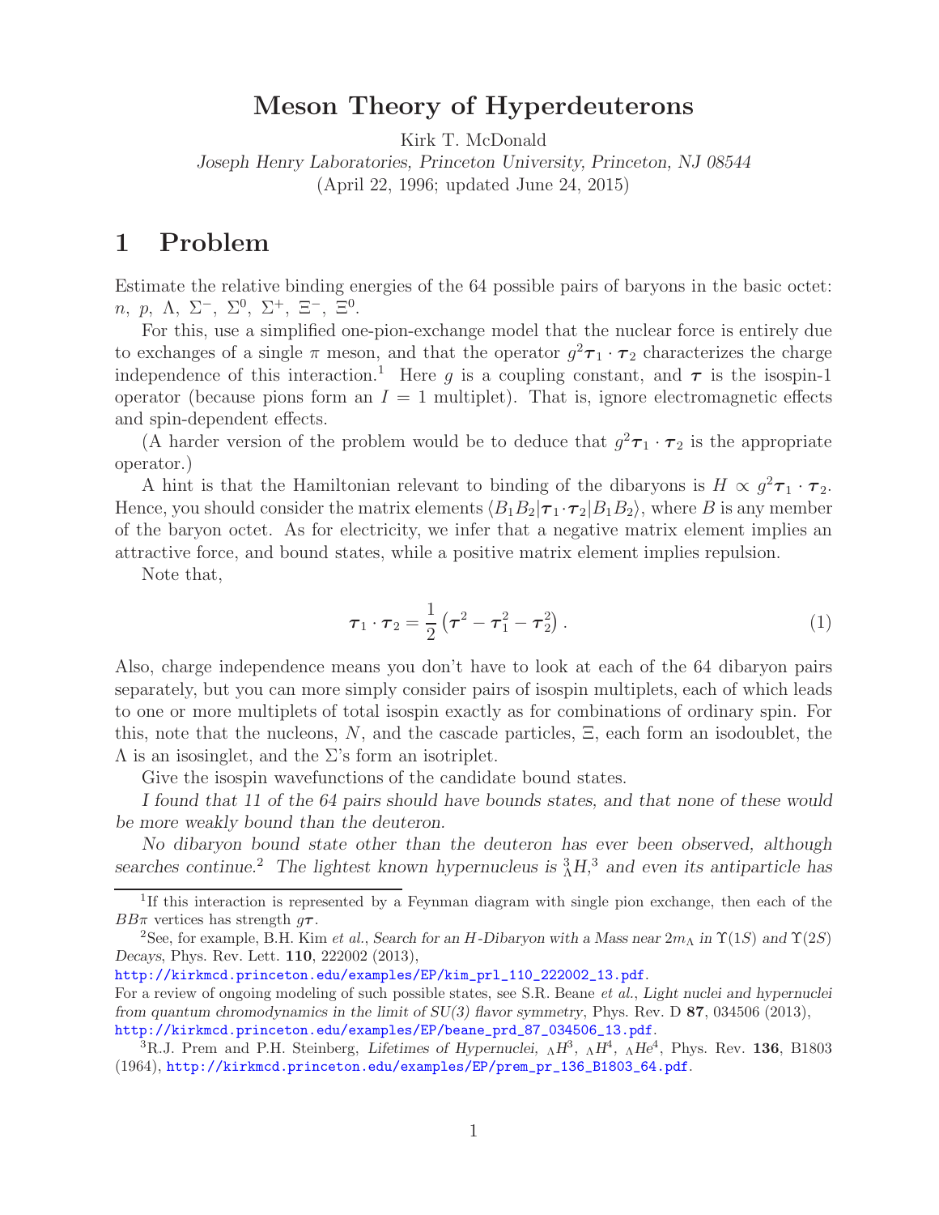# Meson Theory of Hyperdeuterons

Kirk T. McDonald

*Joseph Henry Laboratories, Princeton University, Princeton, NJ 08544*

(April 22, 1996; updated June 24, 2015)

## 1 Problem

Estimate the relative binding energies of the 64 possible pairs of baryons in the basic octet: $n$, $p$, $\Lambda$, $\Sigma^-$, $\Sigma^0$, $\Sigma^+$, $\Xi^-$, $\Xi^0$.

For this, use a simplified one-pion-exchange model that the nuclear force is entirely due to exchanges of a single $\pi$ meson, and that the operator $g^2 \boldsymbol{\tau}_1 \cdot \boldsymbol{\tau}_2$ characterizes the charge independence of this interaction.[1] Here $g$ is a coupling constant, and $\boldsymbol{\tau}$ is the isospin-1 operator (because pions form an $I = 1$ multiplet). That is, ignore electromagnetic effects and spin-dependent effects.

(A harder version of the problem would be to deduce that $g^2 \boldsymbol{\tau}_1 \cdot \boldsymbol{\tau}_2$ is the appropriate operator.)

A hint is that the Hamiltonian relevant to binding of the dibaryons is $H \propto g^2 \boldsymbol{\tau}_1 \cdot \boldsymbol{\tau}_2$. Hence, you should consider the matrix elements $\langle B_1 B_2 | \boldsymbol{\tau}_1 \cdot \boldsymbol{\tau}_2 | B_1 B_2 \rangle$, where $B$ is any member of the baryon octet. As for electricity, we infer that a negative matrix element implies an attractive force, and bound states, while a positive matrix element implies repulsion.

Note that,

$$\boldsymbol{\tau}_1 \cdot \boldsymbol{\tau}_2 = \frac{1}{2} \left( \boldsymbol{\tau}^2 - \boldsymbol{\tau}_1^2 - \boldsymbol{\tau}_2^2 \right). \tag{1}$$

Also, charge independence means you don't have to look at each of the 64 dibaryon pairs separately, but you can more simply consider pairs of isospin multiplets, each of which leads to one or more multiplets of total isospin exactly as for combinations of ordinary spin. For this, note that the nucleons, $N$, and the cascade particles, $\Xi$, each form an isodoublet, the $\Lambda$ is an isosinglet, and the $\Sigma$'s form an isotriplet.

Give the isospin wavefunctions of the candidate bound states.

*I found that 11 of the 64 pairs should have bounds states, and that none of these would be more weakly bound than the deuteron.*

*No dibaryon bound state other than the deuteron has ever been observed, although searches continue.*[2] *The lightest known hypernucleus is* ${}^3_\Lambda H$,[3] *and even its antiparticle has*

---

[1] If this interaction is represented by a Feynman diagram with single pion exchange, then each of the $BB\pi$ vertices has strength $g\boldsymbol{\tau}$.

[2] See, for example, B.H. Kim *et al.*, *Search for an H-Dibaryon with a Mass near* $2m_\Lambda$ *in* $\Upsilon(1S)$ *and* $\Upsilon(2S)$ *Decays*, Phys. Rev. Lett. **110**, 222002 (2013), http://kirkmcd.princeton.edu/examples/EP/kim_prl_110_222002_13.pdf.
For a review of ongoing modeling of such possible states, see S.R. Beane *et al.*, *Light nuclei and hypernuclei from quantum chromodynamics in the limit of SU(3) flavor symmetry*, Phys. Rev. D **87**, 034506 (2013), http://kirkmcd.princeton.edu/examples/EP/beane_prd_87_034506_13.pdf.

[3] R.J. Prem and P.H. Steinberg, *Lifetimes of Hypernuclei,* ${}_\Lambda H^3$, ${}_\Lambda H^4$, ${}_\Lambda He^4$, Phys. Rev. **136**, B1803 (1964), http://kirkmcd.princeton.edu/examples/EP/prem_pr_136_B1803_64.pdf.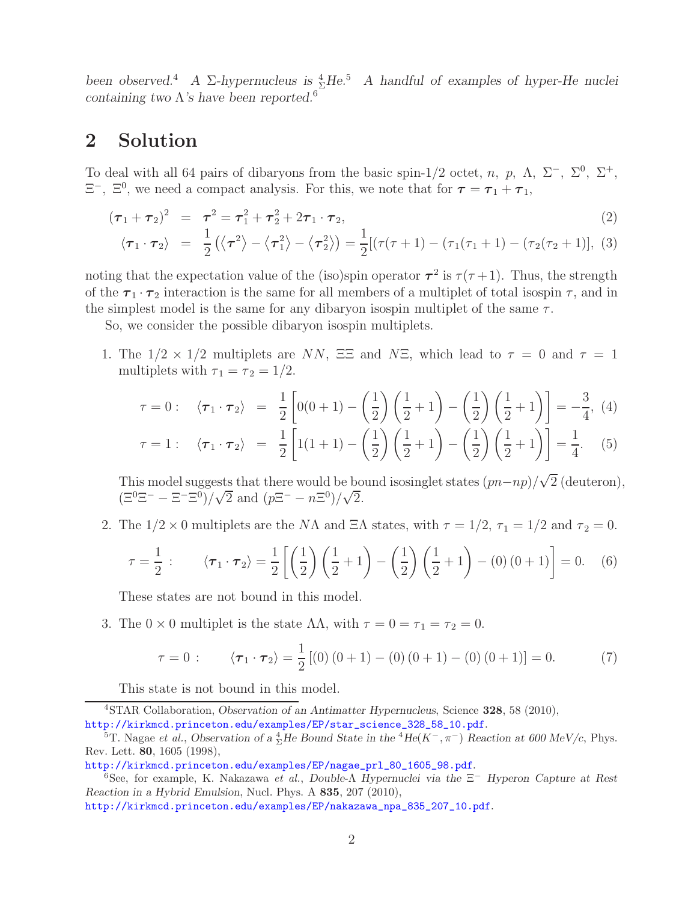*been observed.*[4] *A Σ-hypernucleus is $^4_\Sigma$He.*[5] *A handful of examples of hyper-He nuclei containing two Λ's have been reported.*[6]

## 2 Solution

To deal with all 64 pairs of dibaryons from the basic spin-1/2 octet, $n$, $p$, $\Lambda$, $\Sigma^-$, $\Sigma^0$, $\Sigma^+$, $\Xi^-$, $\Xi^0$, we need a compact analysis. For this, we note that for $\boldsymbol{\tau} = \boldsymbol{\tau}_1 + \boldsymbol{\tau}_1$,

$$(\boldsymbol{\tau}_1 + \boldsymbol{\tau}_2)^2 = \boldsymbol{\tau}^2 = \boldsymbol{\tau}_1^2 + \boldsymbol{\tau}_2^2 + 2\boldsymbol{\tau}_1 \cdot \boldsymbol{\tau}_2, \tag{2}$$

$$\langle \boldsymbol{\tau}_1 \cdot \boldsymbol{\tau}_2 \rangle = \frac{1}{2}\left(\langle \boldsymbol{\tau}^2 \rangle - \langle \boldsymbol{\tau}_1^2 \rangle - \langle \boldsymbol{\tau}_2^2 \rangle\right) = \frac{1}{2}[(\tau(\tau+1) - (\tau_1(\tau_1+1) - (\tau_2(\tau_2+1)], \tag{3}$$

noting that the expectation value of the (iso)spin operator $\boldsymbol{\tau}^2$ is $\tau(\tau+1)$. Thus, the strength of the $\boldsymbol{\tau}_1 \cdot \boldsymbol{\tau}_2$ interaction is the same for all members of a multiplet of total isospin $\tau$, and in the simplest model is the same for any dibaryon isospin multiplet of the same $\tau$.

So, we consider the possible dibaryon isospin multiplets.

1. The $1/2 \times 1/2$ multiplets are $NN$, $\Xi\Xi$ and $N\Xi$, which lead to $\tau = 0$ and $\tau = 1$ multiplets with $\tau_1 = \tau_2 = 1/2$.

$$\tau = 0: \quad \langle \boldsymbol{\tau}_1 \cdot \boldsymbol{\tau}_2 \rangle = \frac{1}{2}\left[0(0+1) - \left(\frac{1}{2}\right)\left(\frac{1}{2}+1\right) - \left(\frac{1}{2}\right)\left(\frac{1}{2}+1\right)\right] = -\frac{3}{4}, \tag{4}$$

$$\tau = 1: \quad \langle \boldsymbol{\tau}_1 \cdot \boldsymbol{\tau}_2 \rangle = \frac{1}{2}\left[1(1+1) - \left(\frac{1}{2}\right)\left(\frac{1}{2}+1\right) - \left(\frac{1}{2}\right)\left(\frac{1}{2}+1\right)\right] = \frac{1}{4}. \tag{5}$$

This model suggests that there would be bound isosinglet states $(pn - np)/\sqrt{2}$ (deuteron), $(\Xi^0\Xi^- - \Xi^-\Xi^0)/\sqrt{2}$ and $(p\Xi^- - n\Xi^0)/\sqrt{2}$.

2. The $1/2 \times 0$ multiplets are the $N\Lambda$ and $\Xi\Lambda$ states, with $\tau = 1/2$, $\tau_1 = 1/2$ and $\tau_2 = 0$.

$$\tau = \frac{1}{2}: \qquad \langle \boldsymbol{\tau}_1 \cdot \boldsymbol{\tau}_2 \rangle = \frac{1}{2}\left[\left(\frac{1}{2}\right)\left(\frac{1}{2}+1\right) - \left(\frac{1}{2}\right)\left(\frac{1}{2}+1\right) - (0)(0+1)\right] = 0. \tag{6}$$

These states are not bound in this model.

3. The $0 \times 0$ multiplet is the state $\Lambda\Lambda$, with $\tau = 0 = \tau_1 = \tau_2 = 0$.

$$\tau = 0: \qquad \langle \boldsymbol{\tau}_1 \cdot \boldsymbol{\tau}_2 \rangle = \frac{1}{2}[(0)(0+1) - (0)(0+1) - (0)(0+1)] = 0. \tag{7}$$

This state is not bound in this model.

---

[4] STAR Collaboration, *Observation of an Antimatter Hypernucleus*, Science **328**, 58 (2010), http://kirkmcd.princeton.edu/examples/EP/star_science_328_58_10.pdf.

[5] T. Nagae *et al.*, *Observation of a $^4_\Sigma$He Bound State in the $^4$He$(K^-, \pi^-)$ Reaction at 600 MeV/c*, Phys. Rev. Lett. **80**, 1605 (1998), http://kirkmcd.princeton.edu/examples/EP/nagae_prl_80_1605_98.pdf.

[6] See, for example, K. Nakazawa *et al.*, *Double-Λ Hypernuclei via the $\Xi^-$ Hyperon Capture at Rest Reaction in a Hybrid Emulsion*, Nucl. Phys. A **835**, 207 (2010), http://kirkmcd.princeton.edu/examples/EP/nakazawa_npa_835_207_10.pdf.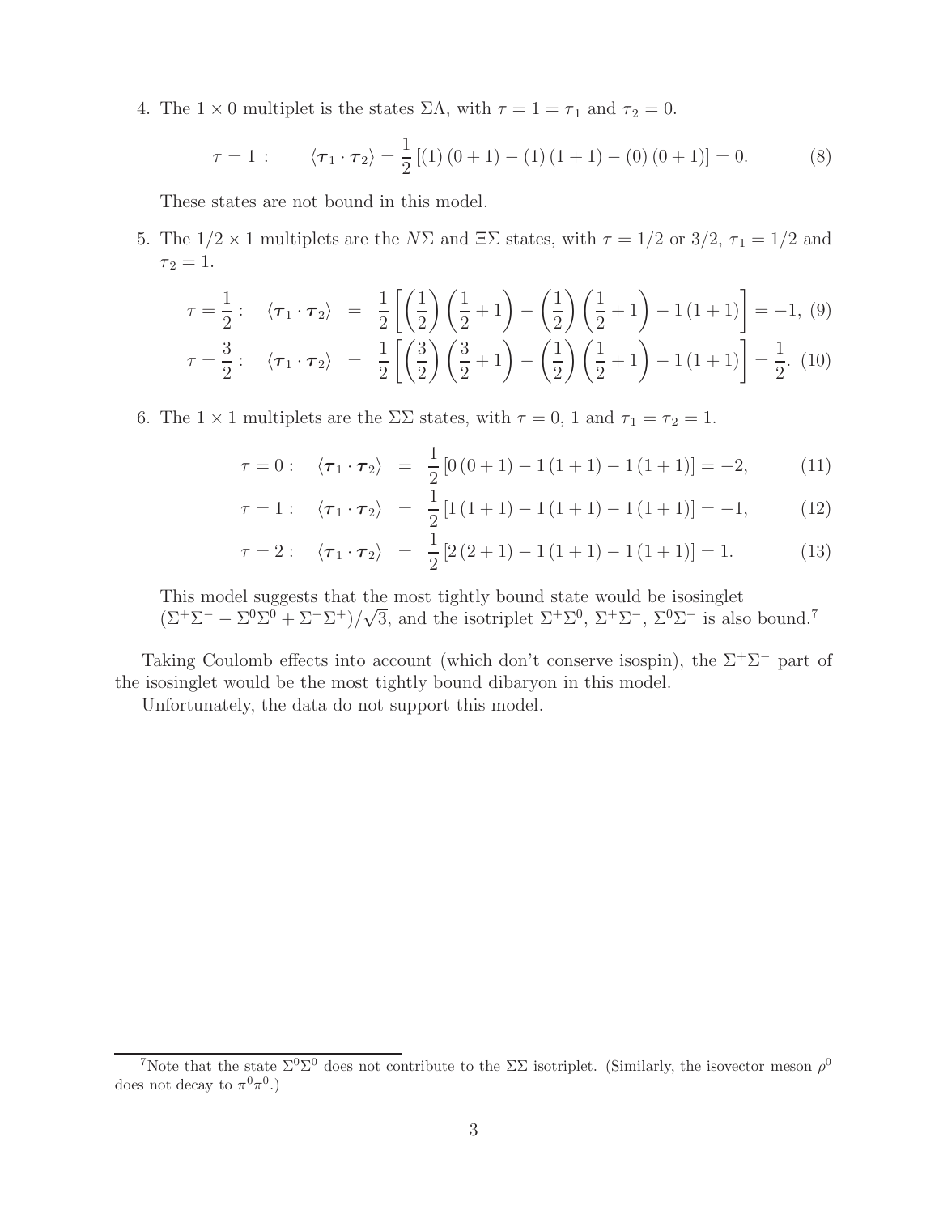4. The $1 \times 0$ multiplet is the states $\Sigma\Lambda$, with $\tau = 1 = \tau_1$ and $\tau_2 = 0$.

$$\tau = 1: \qquad \langle \boldsymbol{\tau}_1 \cdot \boldsymbol{\tau}_2 \rangle = \frac{1}{2}\left[(1)(0+1) - (1)(1+1) - (0)(0+1)\right] = 0. \tag{8}$$

   These states are not bound in this model.

5. The $1/2 \times 1$ multiplets are the $N\Sigma$ and $\Xi\Sigma$ states, with $\tau = 1/2$ or $3/2$, $\tau_1 = 1/2$ and $\tau_2 = 1$.

$$\tau = \frac{1}{2}: \quad \langle \boldsymbol{\tau}_1 \cdot \boldsymbol{\tau}_2 \rangle = \frac{1}{2}\left[\left(\frac{1}{2}\right)\left(\frac{1}{2}+1\right) - \left(\frac{1}{2}\right)\left(\frac{1}{2}+1\right) - 1(1+1)\right] = -1, \tag{9}$$

$$\tau = \frac{3}{2}: \quad \langle \boldsymbol{\tau}_1 \cdot \boldsymbol{\tau}_2 \rangle = \frac{1}{2}\left[\left(\frac{3}{2}\right)\left(\frac{3}{2}+1\right) - \left(\frac{1}{2}\right)\left(\frac{1}{2}+1\right) - 1(1+1)\right] = \frac{1}{2}. \tag{10}$$

6. The $1 \times 1$ multiplets are the $\Sigma\Sigma$ states, with $\tau = 0$, $1$ and $\tau_1 = \tau_2 = 1$.

$$\tau = 0: \quad \langle \boldsymbol{\tau}_1 \cdot \boldsymbol{\tau}_2 \rangle = \frac{1}{2}\left[0(0+1) - 1(1+1) - 1(1+1)\right] = -2, \tag{11}$$

$$\tau = 1: \quad \langle \boldsymbol{\tau}_1 \cdot \boldsymbol{\tau}_2 \rangle = \frac{1}{2}\left[1(1+1) - 1(1+1) - 1(1+1)\right] = -1, \tag{12}$$

$$\tau = 2: \quad \langle \boldsymbol{\tau}_1 \cdot \boldsymbol{\tau}_2 \rangle = \frac{1}{2}\left[2(2+1) - 1(1+1) - 1(1+1)\right] = 1. \tag{13}$$

   This model suggests that the most tightly bound state would be isosinglet $(\Sigma^+\Sigma^- - \Sigma^0\Sigma^0 + \Sigma^-\Sigma^+)/\sqrt{3}$, and the isotriplet $\Sigma^+\Sigma^0$, $\Sigma^+\Sigma^-$, $\Sigma^0\Sigma^-$ is also bound.[7]

Taking Coulomb effects into account (which don't conserve isospin), the $\Sigma^+\Sigma^-$ part of the isosinglet would be the most tightly bound dibaryon in this model.

Unfortunately, the data do not support this model.

[7] Note that the state $\Sigma^0\Sigma^0$ does not contribute to the $\Sigma\Sigma$ isotriplet. (Similarly, the isovector meson $\rho^0$ does not decay to $\pi^0\pi^0$.)